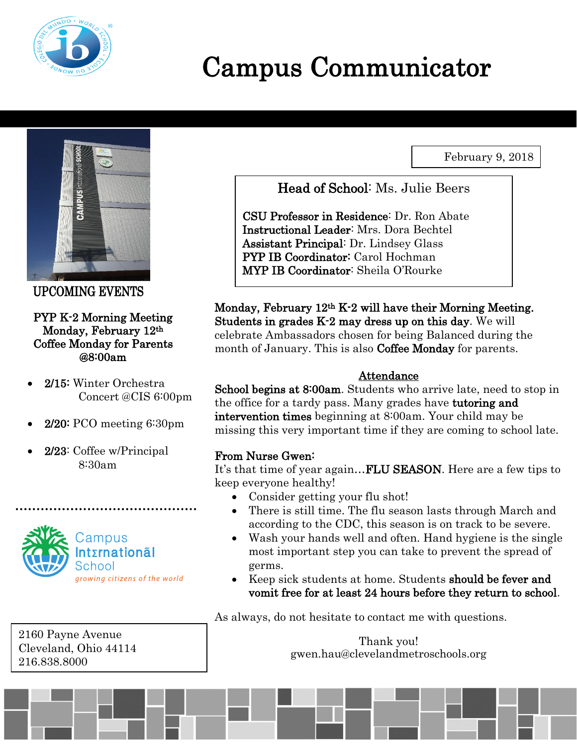# Campus Communicator

February 9, 2018

**Head of School:** Ms. Julie Beers

**CSU Professor in Residence:** Dr. Ron Abate
**Instructional Leader:** Mrs. Dora Bechtel
**Assistant Principal:** Dr. Lindsey Glass
**PYP IB Coordinator:** Carol Hochman
**MYP IB Coordinator:** Sheila O'Rourke

## UPCOMING EVENTS

**PYP K-2 Morning Meeting**
**Monday, February 12th**
**Coffee Monday for Parents**
**@8:00am**

- **2/15:** Winter Orchestra Concert @CIS 6:00pm
- **2/20:** PCO meeting 6:30pm
- **2/23:** Coffee w/Principal 8:30am

**Monday, February 12th K-2 will have their Morning Meeting. Students in grades K-2 may dress up on this day**. We will celebrate Ambassadors chosen for being Balanced during the month of January. This is also **Coffee Monday** for parents.

### Attendance

**School begins at 8:00am**. Students who arrive late, need to stop in the office for a tardy pass. Many grades have **tutoring and intervention times** beginning at 8:00am. Your child may be missing this very important time if they are coming to school late.

### From Nurse Gwen:

It's that time of year again…**FLU SEASON**. Here are a few tips to keep everyone healthy!

- Consider getting your flu shot!
- There is still time. The flu season lasts through March and according to the CDC, this season is on track to be severe.
- Wash your hands well and often. Hand hygiene is the single most important step you can take to prevent the spread of germs.
- Keep sick students at home. Students **should be fever and vomit free for at least 24 hours before they return to school**.

As always, do not hesitate to contact me with questions.

Thank you!
gwen.hau@clevelandmetroschools.org

Campus International School
*growing citizens of the world*

2160 Payne Avenue
Cleveland, Ohio 44114
216.838.8000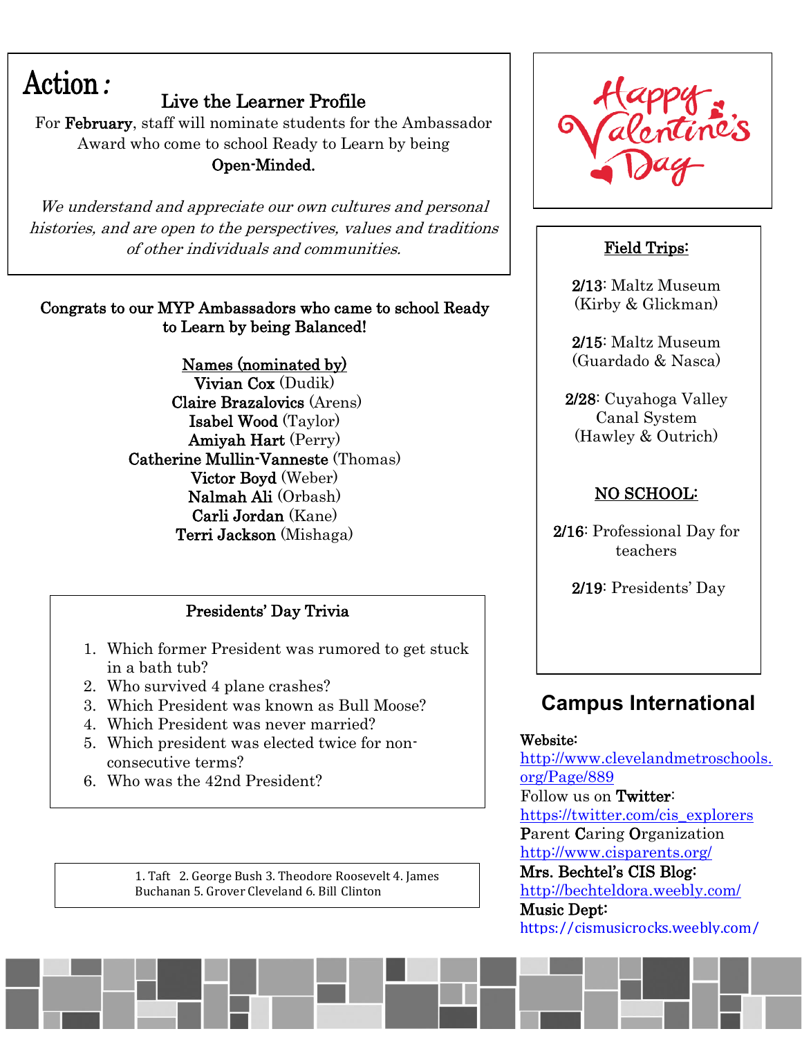# Action*:*

## Live the Learner Profile

For **February**, staff will nominate students for the Ambassador Award who come to school Ready to Learn by being **Open-Minded.**

*We understand and appreciate our own cultures and personal histories, and are open to the perspectives, values and traditions of other individuals and communities.*

**Congrats to our MYP Ambassadors who came to school Ready to Learn by being Balanced!**

**Names (nominated by)**

**Vivian Cox** (Dudik)
**Claire Brazalovics** (Arens)
**Isabel Wood** (Taylor)
**Amiyah Hart** (Perry)
**Catherine Mullin-Vanneste** (Thomas)
**Victor Boyd** (Weber)
**Nalmah Ali** (Orbash)
**Carli Jordan** (Kane)
**Terri Jackson** (Mishaga)

### Presidents' Day Trivia

1. Which former President was rumored to get stuck in a bath tub?
2. Who survived 4 plane crashes?
3. Which President was known as Bull Moose?
4. Which President was never married?
5. Which president was elected twice for non-consecutive terms?
6. Who was the 42nd President?

1. Taft 2. George Bush 3. Theodore Roosevelt 4. James Buchanan 5. Grover Cleveland 6. Bill Clinton

Happy Valentine's Day

**Field Trips:**

**2/13**: Maltz Museum (Kirby & Glickman)

**2/15**: Maltz Museum (Guardado & Nasca)

**2/28**: Cuyahoga Valley Canal System (Hawley & Outrich)

**NO SCHOOL:**

**2/16**: Professional Day for teachers

**2/19**: Presidents' Day

## Campus International

**Website:**
http://www.clevelandmetroschools.org/Page/889
Follow us on **Twitter**:
https://twitter.com/cis_explorers
**P**arent **C**aring **O**rganization
http://www.cisparents.org/
**Mrs. Bechtel's CIS Blog:**
http://bechteldora.weebly.com/
**Music Dept:**
https://cismusicrocks.weebly.com/